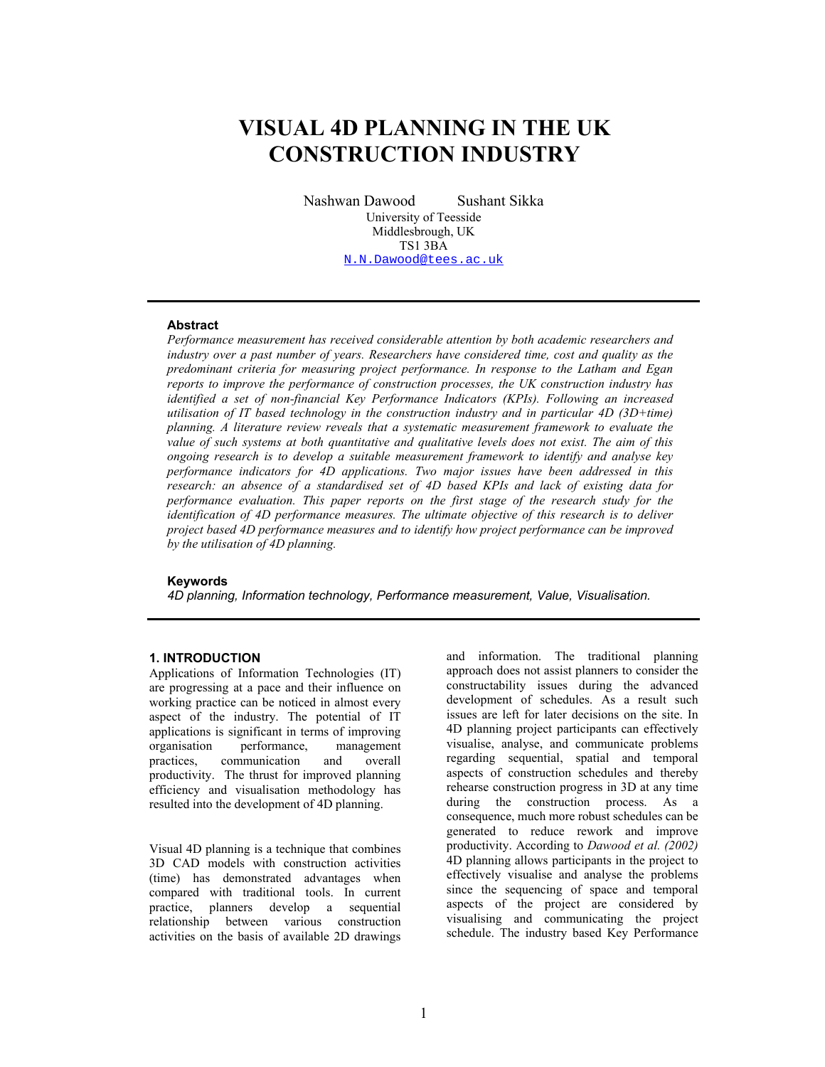# VISUAL 4D PLANNING IN THE UK CONSTRUCTION INDUSTRY

Nashwan Dawood Sushant Sikka
University of Teesside
Middlesbrough, UK
TS1 3BA
N.N.Dawood@tees.ac.uk

---

**Abstract**

*Performance measurement has received considerable attention by both academic researchers and industry over a past number of years. Researchers have considered time, cost and quality as the predominant criteria for measuring project performance. In response to the Latham and Egan reports to improve the performance of construction processes, the UK construction industry has identified a set of non-financial Key Performance Indicators (KPIs). Following an increased utilisation of IT based technology in the construction industry and in particular 4D (3D+time) planning. A literature review reveals that a systematic measurement framework to evaluate the value of such systems at both quantitative and qualitative levels does not exist. The aim of this ongoing research is to develop a suitable measurement framework to identify and analyse key performance indicators for 4D applications. Two major issues have been addressed in this research: an absence of a standardised set of 4D based KPIs and lack of existing data for performance evaluation. This paper reports on the first stage of the research study for the identification of 4D performance measures. The ultimate objective of this research is to deliver project based 4D performance measures and to identify how project performance can be improved by the utilisation of 4D planning.*

**Keywords**

*4D planning, Information technology, Performance measurement, Value, Visualisation.*

---

## 1. INTRODUCTION

Applications of Information Technologies (IT) are progressing at a pace and their influence on working practice can be noticed in almost every aspect of the industry. The potential of IT applications is significant in terms of improving organisation performance, management practices, communication and overall productivity. The thrust for improved planning efficiency and visualisation methodology has resulted into the development of 4D planning.

Visual 4D planning is a technique that combines 3D CAD models with construction activities (time) has demonstrated advantages when compared with traditional tools. In current practice, planners develop a sequential relationship between various construction activities on the basis of available 2D drawings and information. The traditional planning approach does not assist planners to consider the constructability issues during the advanced development of schedules. As a result such issues are left for later decisions on the site. In 4D planning project participants can effectively visualise, analyse, and communicate problems regarding sequential, spatial and temporal aspects of construction schedules and thereby rehearse construction progress in 3D at any time during the construction process. As a consequence, much more robust schedules can be generated to reduce rework and improve productivity. According to *Dawood et al. (2002)* 4D planning allows participants in the project to effectively visualise and analyse the problems since the sequencing of space and temporal aspects of the project are considered by visualising and communicating the project schedule. The industry based Key Performance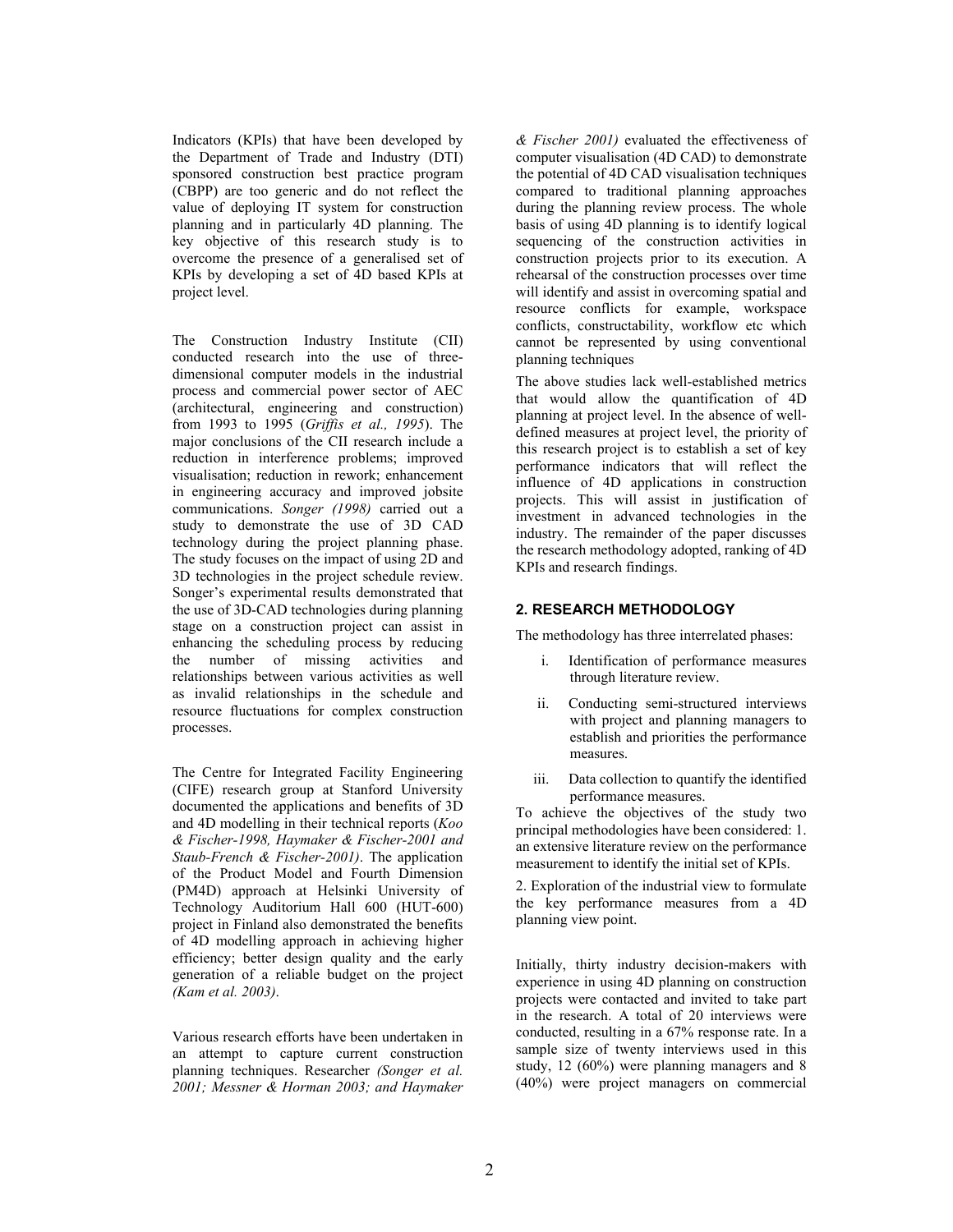Indicators (KPIs) that have been developed by the Department of Trade and Industry (DTI) sponsored construction best practice program (CBPP) are too generic and do not reflect the value of deploying IT system for construction planning and in particularly 4D planning. The key objective of this research study is to overcome the presence of a generalised set of KPIs by developing a set of 4D based KPIs at project level.

The Construction Industry Institute (CII) conducted research into the use of three-dimensional computer models in the industrial process and commercial power sector of AEC (architectural, engineering and construction) from 1993 to 1995 (*Griffis et al., 1995*). The major conclusions of the CII research include a reduction in interference problems; improved visualisation; reduction in rework; enhancement in engineering accuracy and improved jobsite communications. *Songer (1998)* carried out a study to demonstrate the use of 3D CAD technology during the project planning phase. The study focuses on the impact of using 2D and 3D technologies in the project schedule review. Songer's experimental results demonstrated that the use of 3D-CAD technologies during planning stage on a construction project can assist in enhancing the scheduling process by reducing the number of missing activities and relationships between various activities as well as invalid relationships in the schedule and resource fluctuations for complex construction processes.

The Centre for Integrated Facility Engineering (CIFE) research group at Stanford University documented the applications and benefits of 3D and 4D modelling in their technical reports (*Koo & Fischer-1998, Haymaker & Fischer-2001 and Staub-French & Fischer-2001)*. The application of the Product Model and Fourth Dimension (PM4D) approach at Helsinki University of Technology Auditorium Hall 600 (HUT-600) project in Finland also demonstrated the benefits of 4D modelling approach in achieving higher efficiency; better design quality and the early generation of a reliable budget on the project *(Kam et al. 2003)*.

Various research efforts have been undertaken in an attempt to capture current construction planning techniques. Researcher *(Songer et al. 2001; Messner & Horman 2003; and Haymaker & Fischer 2001)* evaluated the effectiveness of computer visualisation (4D CAD) to demonstrate the potential of 4D CAD visualisation techniques compared to traditional planning approaches during the planning review process. The whole basis of using 4D planning is to identify logical sequencing of the construction activities in construction projects prior to its execution. A rehearsal of the construction processes over time will identify and assist in overcoming spatial and resource conflicts for example, workspace conflicts, constructability, workflow etc which cannot be represented by using conventional planning techniques

The above studies lack well-established metrics that would allow the quantification of 4D planning at project level. In the absence of well-defined measures at project level, the priority of this research project is to establish a set of key performance indicators that will reflect the influence of 4D applications in construction projects. This will assist in justification of investment in advanced technologies in the industry. The remainder of the paper discusses the research methodology adopted, ranking of 4D KPIs and research findings.

## 2. RESEARCH METHODOLOGY

The methodology has three interrelated phases:

i. Identification of performance measures through literature review.

ii. Conducting semi-structured interviews with project and planning managers to establish and priorities the performance measures.

iii. Data collection to quantify the identified performance measures.

To achieve the objectives of the study two principal methodologies have been considered: 1. an extensive literature review on the performance measurement to identify the initial set of KPIs.

2. Exploration of the industrial view to formulate the key performance measures from a 4D planning view point.

Initially, thirty industry decision-makers with experience in using 4D planning on construction projects were contacted and invited to take part in the research. A total of 20 interviews were conducted, resulting in a 67% response rate. In a sample size of twenty interviews used in this study, 12 (60%) were planning managers and 8 (40%) were project managers on commercial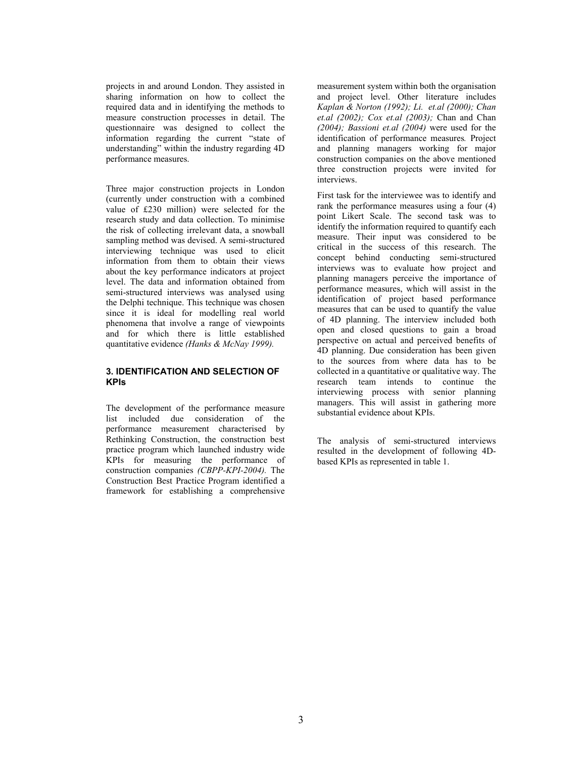projects in and around London. They assisted in sharing information on how to collect the required data and in identifying the methods to measure construction processes in detail. The questionnaire was designed to collect the information regarding the current "state of understanding" within the industry regarding 4D performance measures.

Three major construction projects in London (currently under construction with a combined value of £230 million) were selected for the research study and data collection. To minimise the risk of collecting irrelevant data, a snowball sampling method was devised. A semi-structured interviewing technique was used to elicit information from them to obtain their views about the key performance indicators at project level. The data and information obtained from semi-structured interviews was analysed using the Delphi technique. This technique was chosen since it is ideal for modelling real world phenomena that involve a range of viewpoints and for which there is little established quantitative evidence *(Hanks & McNay 1999).*

### 3. IDENTIFICATION AND SELECTION OF KPIs

The development of the performance measure list included due consideration of the performance measurement characterised by Rethinking Construction, the construction best practice program which launched industry wide KPIs for measuring the performance of construction companies *(CBPP-KPI-2004).* The Construction Best Practice Program identified a framework for establishing a comprehensive measurement system within both the organisation and project level. Other literature includes *Kaplan & Norton (1992); Li. et.al (2000); Chan et.al (2002); Cox et.al (2003);* Chan and Chan *(2004); Bassioni et.al (2004)* were used for the identification of performance measures*.* Project and planning managers working for major construction companies on the above mentioned three construction projects were invited for interviews.

First task for the interviewee was to identify and rank the performance measures using a four (4) point Likert Scale. The second task was to identify the information required to quantify each measure. Their input was considered to be critical in the success of this research. The concept behind conducting semi-structured interviews was to evaluate how project and planning managers perceive the importance of performance measures, which will assist in the identification of project based performance measures that can be used to quantify the value of 4D planning. The interview included both open and closed questions to gain a broad perspective on actual and perceived benefits of 4D planning. Due consideration has been given to the sources from where data has to be collected in a quantitative or qualitative way. The research team intends to continue the interviewing process with senior planning managers. This will assist in gathering more substantial evidence about KPIs.

The analysis of semi-structured interviews resulted in the development of following 4D-based KPIs as represented in table 1.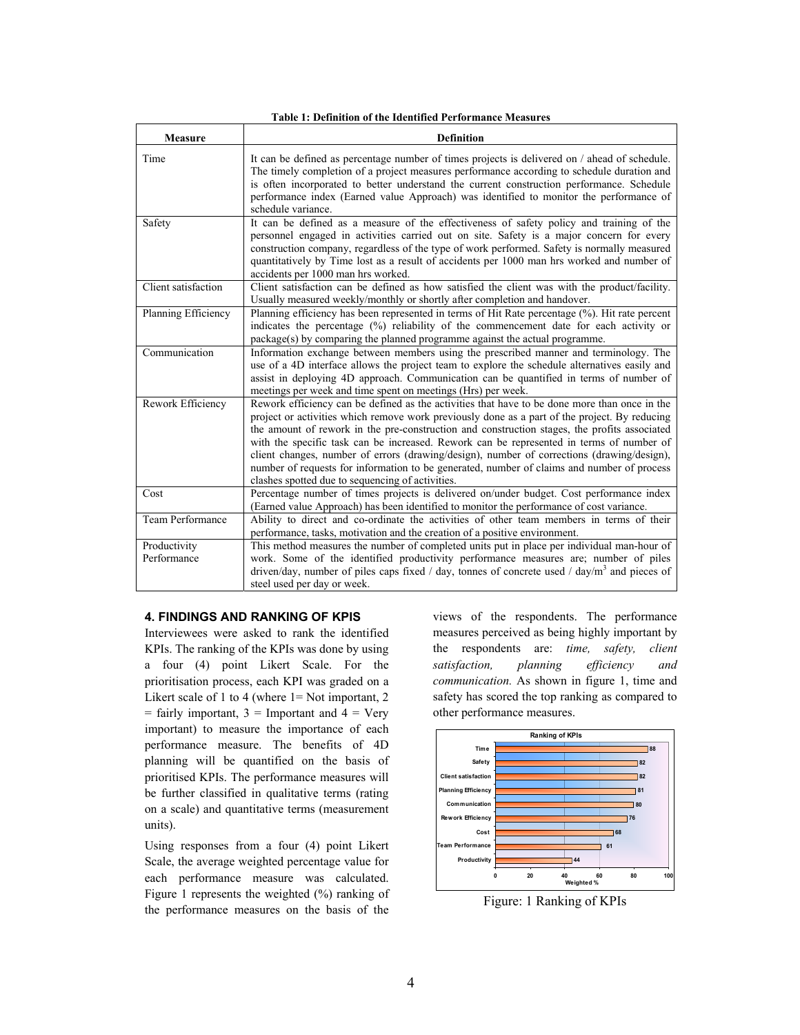**Table 1: Definition of the Identified Performance Measures**

| Measure | Definition |
|---|---|
| Time | It can be defined as percentage number of times projects is delivered on / ahead of schedule. The timely completion of a project measures performance according to schedule duration and is often incorporated to better understand the current construction performance. Schedule performance index (Earned value Approach) was identified to monitor the performance of schedule variance. |
| Safety | It can be defined as a measure of the effectiveness of safety policy and training of the personnel engaged in activities carried out on site. Safety is a major concern for every construction company, regardless of the type of work performed. Safety is normally measured quantitatively by Time lost as a result of accidents per 1000 man hrs worked and number of accidents per 1000 man hrs worked. |
| Client satisfaction | Client satisfaction can be defined as how satisfied the client was with the product/facility. Usually measured weekly/monthly or shortly after completion and handover. |
| Planning Efficiency | Planning efficiency has been represented in terms of Hit Rate percentage (%). Hit rate percent indicates the percentage (%) reliability of the commencement date for each activity or package(s) by comparing the planned programme against the actual programme. |
| Communication | Information exchange between members using the prescribed manner and terminology. The use of a 4D interface allows the project team to explore the schedule alternatives easily and assist in deploying 4D approach. Communication can be quantified in terms of number of meetings per week and time spent on meetings (Hrs) per week. |
| Rework Efficiency | Rework efficiency can be defined as the activities that have to be done more than once in the project or activities which remove work previously done as a part of the project. By reducing the amount of rework in the pre-construction and construction stages, the profits associated with the specific task can be increased. Rework can be represented in terms of number of client changes, number of errors (drawing/design), number of corrections (drawing/design), number of requests for information to be generated, number of claims and number of process clashes spotted due to sequencing of activities. |
| Cost | Percentage number of times projects is delivered on/under budget. Cost performance index (Earned value Approach) has been identified to monitor the performance of cost variance. |
| Team Performance | Ability to direct and co-ordinate the activities of other team members in terms of their performance, tasks, motivation and the creation of a positive environment. |
| Productivity Performance | This method measures the number of completed units put in place per individual man-hour of work. Some of the identified productivity performance measures are; number of piles driven/day, number of piles caps fixed / day, tonnes of concrete used / day/$m^3$ and pieces of steel used per day or week. |

## 4. FINDINGS AND RANKING OF KPIS

Interviewees were asked to rank the identified KPIs. The ranking of the KPIs was done by using a four (4) point Likert Scale. For the prioritisation process, each KPI was graded on a Likert scale of 1 to 4 (where 1= Not important, 2 = fairly important, 3 = Important and 4 = Very important) to measure the importance of each performance measure. The benefits of 4D planning will be quantified on the basis of prioritised KPIs. The performance measures will be further classified in qualitative terms (rating on a scale) and quantitative terms (measurement units).

Using responses from a four (4) point Likert Scale, the average weighted percentage value for each performance measure was calculated. Figure 1 represents the weighted (%) ranking of the performance measures on the basis of the views of the respondents. The performance measures perceived as being highly important by the respondents are: *time, safety, client satisfaction, planning efficiency and communication.* As shown in figure 1, time and safety has scored the top ranking as compared to other performance measures.

Ranking of KPIs

Time 88
Safety 82
Client satisfaction 82
Planning Efficiency 81
Communication 80
Rework Efficiency 76
Cost 68
Team Performance 61
Productivity 44

0 20 40 60 80 100
Weighted %

Figure: 1 Ranking of KPIs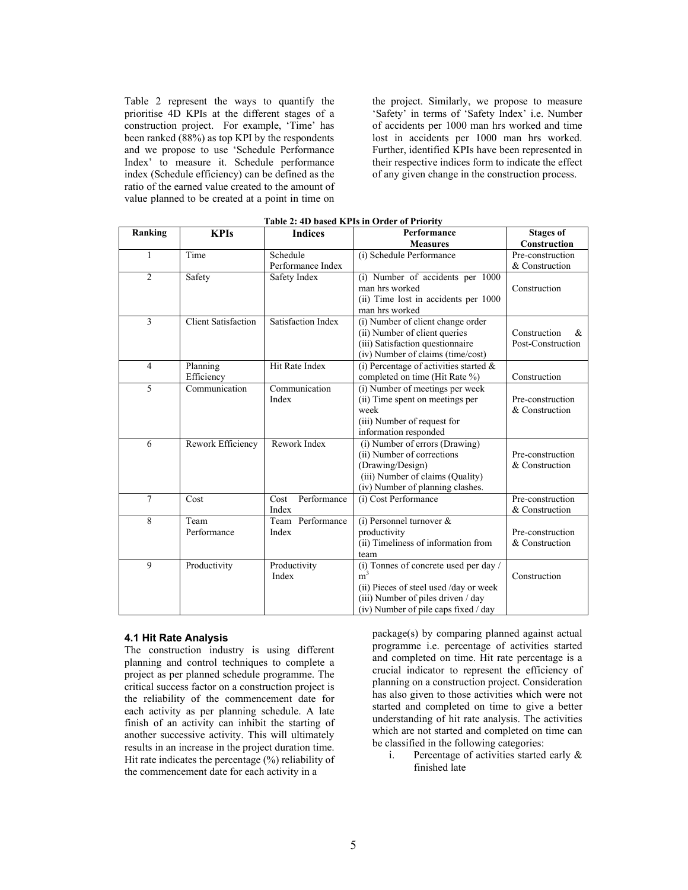Table 2 represent the ways to quantify the prioritise 4D KPIs at the different stages of a construction project. For example, 'Time' has been ranked (88%) as top KPI by the respondents and we propose to use 'Schedule Performance Index' to measure it. Schedule performance index (Schedule efficiency) can be defined as the ratio of the earned value created to the amount of value planned to be created at a point in time on the project. Similarly, we propose to measure 'Safety' in terms of 'Safety Index' i.e. Number of accidents per 1000 man hrs worked and time lost in accidents per 1000 man hrs worked. Further, identified KPIs have been represented in their respective indices form to indicate the effect of any given change in the construction process.

**Table 2: 4D based KPIs in Order of Priority**

| Ranking | KPIs | Indices | Performance Measures | Stages of Construction |
|---|---|---|---|---|
| 1 | Time | Schedule Performance Index | (i) Schedule Performance | Pre-construction & Construction |
| 2 | Safety | Safety Index | (i) Number of accidents per 1000 man hrs worked<br>(ii) Time lost in accidents per 1000 man hrs worked | Construction |
| 3 | Client Satisfaction | Satisfaction Index | (i) Number of client change order<br>(ii) Number of client queries<br>(iii) Satisfaction questionnaire<br>(iv) Number of claims (time/cost) | Construction & Post-Construction |
| 4 | Planning Efficiency | Hit Rate Index | (i) Percentage of activities started & completed on time (Hit Rate %) | Construction |
| 5 | Communication | Communication Index | (i) Number of meetings per week<br>(ii) Time spent on meetings per week<br>(iii) Number of request for information responded | Pre-construction & Construction |
| 6 | Rework Efficiency | Rework Index | (i) Number of errors (Drawing)<br>(ii) Number of corrections (Drawing/Design)<br>(iii) Number of claims (Quality)<br>(iv) Number of planning clashes. | Pre-construction & Construction |
| 7 | Cost | Cost Performance Index | (i) Cost Performance | Pre-construction & Construction |
| 8 | Team Performance | Team Performance Index | (i) Personnel turnover & productivity<br>(ii) Timeliness of information from team | Pre-construction & Construction |
| 9 | Productivity | Productivity Index | (i) Tonnes of concrete used per day / $m^3$<br>(ii) Pieces of steel used /day or week<br>(iii) Number of piles driven / day<br>(iv) Number of pile caps fixed / day | Construction |

### 4.1 Hit Rate Analysis

The construction industry is using different planning and control techniques to complete a project as per planned schedule programme. The critical success factor on a construction project is the reliability of the commencement date for each activity as per planning schedule. A late finish of an activity can inhibit the starting of another successive activity. This will ultimately results in an increase in the project duration time. Hit rate indicates the percentage (%) reliability of the commencement date for each activity in a package(s) by comparing planned against actual programme i.e. percentage of activities started and completed on time. Hit rate percentage is a crucial indicator to represent the efficiency of planning on a construction project. Consideration has also given to those activities which were not started and completed on time to give a better understanding of hit rate analysis. The activities which are not started and completed on time can be classified in the following categories:

i. Percentage of activities started early & finished late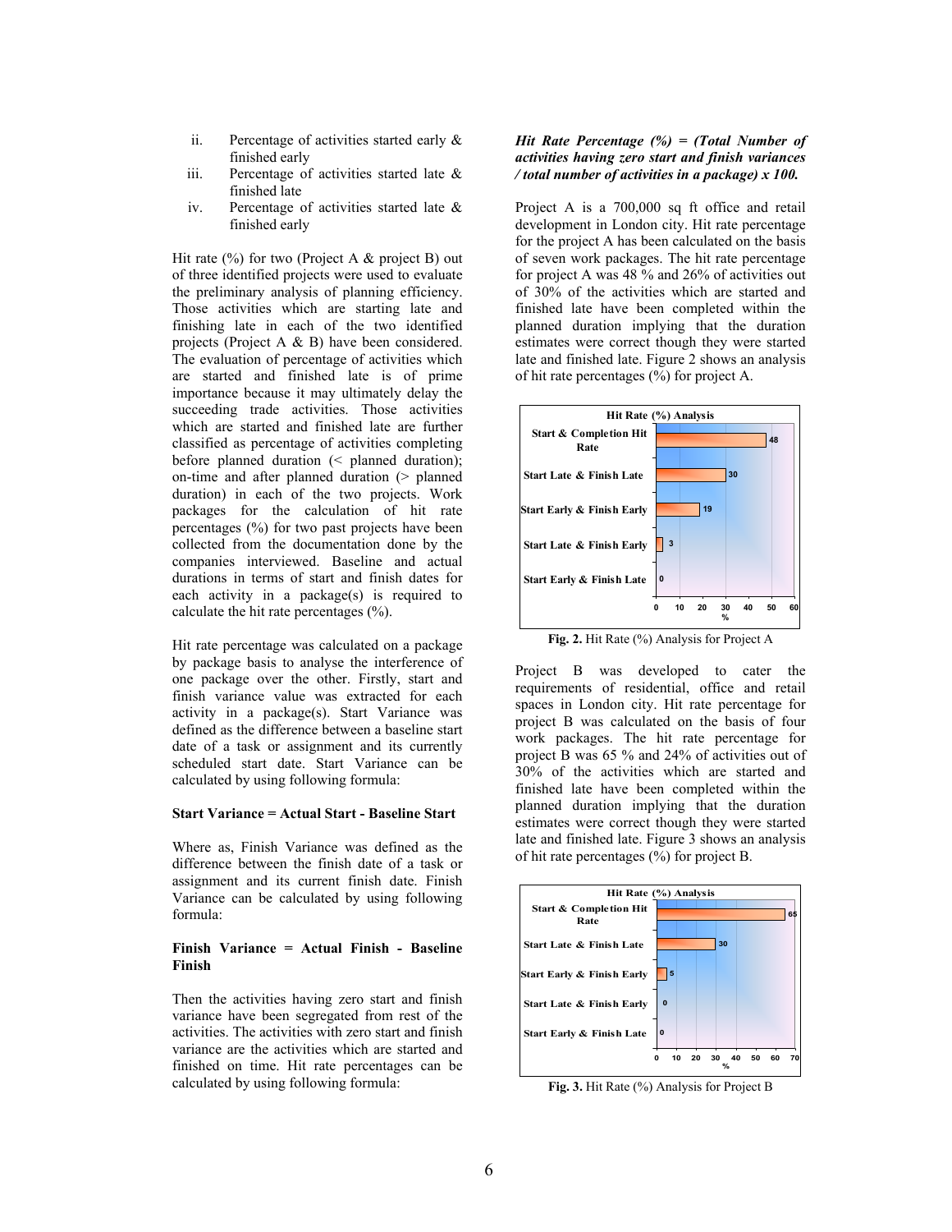ii. Percentage of activities started early & finished early

iii. Percentage of activities started late & finished late

iv. Percentage of activities started late & finished early

Hit rate (%) for two (Project A & project B) out of three identified projects were used to evaluate the preliminary analysis of planning efficiency. Those activities which are starting late and finishing late in each of the two identified projects (Project A & B) have been considered. The evaluation of percentage of activities which are started and finished late is of prime importance because it may ultimately delay the succeeding trade activities. Those activities which are started and finished late are further classified as percentage of activities completing before planned duration (< planned duration); on-time and after planned duration (> planned duration) in each of the two projects. Work packages for the calculation of hit rate percentages (%) for two past projects have been collected from the documentation done by the companies interviewed. Baseline and actual durations in terms of start and finish dates for each activity in a package(s) is required to calculate the hit rate percentages (%).

Hit rate percentage was calculated on a package by package basis to analyse the interference of one package over the other. Firstly, start and finish variance value was extracted for each activity in a package(s). Start Variance was defined as the difference between a baseline start date of a task or assignment and its currently scheduled start date. Start Variance can be calculated by using following formula:

**Start Variance = Actual Start - Baseline Start**

Where as, Finish Variance was defined as the difference between the finish date of a task or assignment and its current finish date. Finish Variance can be calculated by using following formula:

**Finish Variance = Actual Finish - Baseline Finish**

Then the activities having zero start and finish variance have been segregated from rest of the activities. The activities with zero start and finish variance are the activities which are started and finished on time. Hit rate percentages can be calculated by using following formula:

***Hit Rate Percentage (%) = (Total Number of activities having zero start and finish variances / total number of activities in a package) x 100.***

Project A is a 700,000 sq ft office and retail development in London city. Hit rate percentage for the project A has been calculated on the basis of seven work packages. The hit rate percentage for project A was 48 % and 26% of activities out of 30% of the activities which are started and finished late have been completed within the planned duration implying that the duration estimates were correct though they were started late and finished late. Figure 2 shows an analysis of hit rate percentages (%) for project A.

Hit Rate (%) Analysis

Start & Completion Hit Rate 48

Start Late & Finish Late 30

Start Early & Finish Early 19

Start Late & Finish Early 3

Start Early & Finish Late 0

0 10 20 30 40 50 60

%

**Fig. 2.** Hit Rate (%) Analysis for Project A

Project B was developed to cater the requirements of residential, office and retail spaces in London city. Hit rate percentage for project B was calculated on the basis of four work packages. The hit rate percentage for project B was 65 % and 24% of activities out of 30% of the activities which are started and finished late have been completed within the planned duration implying that the duration estimates were correct though they were started late and finished late. Figure 3 shows an analysis of hit rate percentages (%) for project B.

Hit Rate (%) Analysis

Start & Completion Hit Rate 65

Start Late & Finish Late 30

Start Early & Finish Early 5

Start Late & Finish Early 0

Start Early & Finish Late 0

0 10 20 30 40 50 60 70

%

**Fig. 3.** Hit Rate (%) Analysis for Project B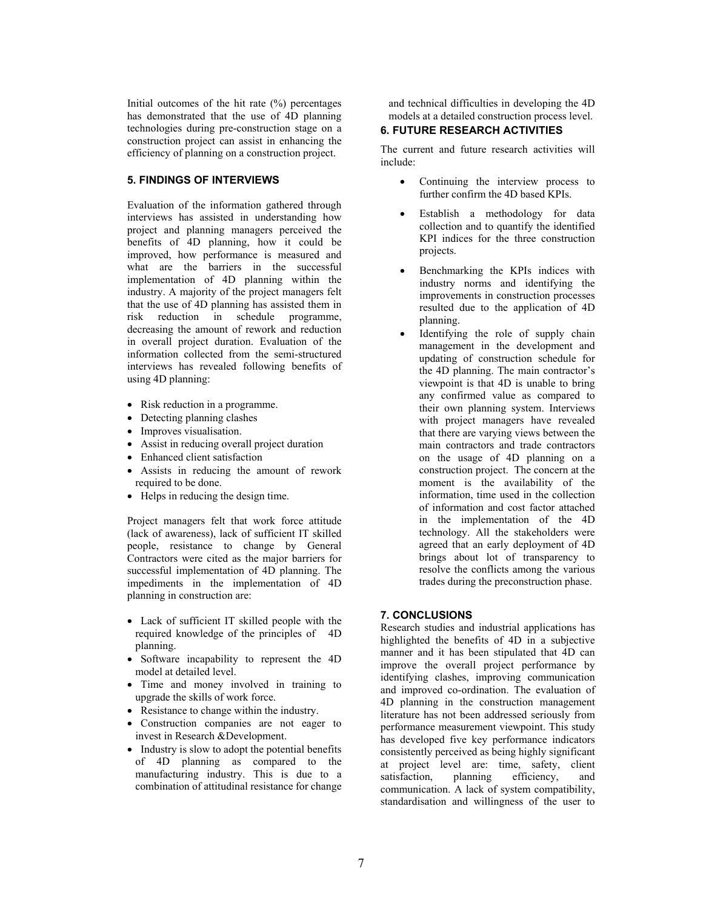Initial outcomes of the hit rate (%) percentages has demonstrated that the use of 4D planning technologies during pre-construction stage on a construction project can assist in enhancing the efficiency of planning on a construction project.

## 5. FINDINGS OF INTERVIEWS

Evaluation of the information gathered through interviews has assisted in understanding how project and planning managers perceived the benefits of 4D planning, how it could be improved, how performance is measured and what are the barriers in the successful implementation of 4D planning within the industry. A majority of the project managers felt that the use of 4D planning has assisted them in risk reduction in schedule programme, decreasing the amount of rework and reduction in overall project duration. Evaluation of the information collected from the semi-structured interviews has revealed following benefits of using 4D planning:

- Risk reduction in a programme.
- Detecting planning clashes
- Improves visualisation.
- Assist in reducing overall project duration
- Enhanced client satisfaction
- Assists in reducing the amount of rework required to be done.
- Helps in reducing the design time.

Project managers felt that work force attitude (lack of awareness), lack of sufficient IT skilled people, resistance to change by General Contractors were cited as the major barriers for successful implementation of 4D planning. The impediments in the implementation of 4D planning in construction are:

- Lack of sufficient IT skilled people with the required knowledge of the principles of 4D planning.
- Software incapability to represent the 4D model at detailed level.
- Time and money involved in training to upgrade the skills of work force.
- Resistance to change within the industry.
- Construction companies are not eager to invest in Research &Development.
- Industry is slow to adopt the potential benefits of 4D planning as compared to the manufacturing industry. This is due to a combination of attitudinal resistance for change and technical difficulties in developing the 4D models at a detailed construction process level.

## 6. FUTURE RESEARCH ACTIVITIES

The current and future research activities will include:

- Continuing the interview process to further confirm the 4D based KPIs.
- Establish a methodology for data collection and to quantify the identified KPI indices for the three construction projects.
- Benchmarking the KPIs indices with industry norms and identifying the improvements in construction processes resulted due to the application of 4D planning.
- Identifying the role of supply chain management in the development and updating of construction schedule for the 4D planning. The main contractor's viewpoint is that 4D is unable to bring any confirmed value as compared to their own planning system. Interviews with project managers have revealed that there are varying views between the main contractors and trade contractors on the usage of 4D planning on a construction project. The concern at the moment is the availability of the information, time used in the collection of information and cost factor attached in the implementation of the 4D technology. All the stakeholders were agreed that an early deployment of 4D brings about lot of transparency to resolve the conflicts among the various trades during the preconstruction phase.

## 7. CONCLUSIONS

Research studies and industrial applications has highlighted the benefits of 4D in a subjective manner and it has been stipulated that 4D can improve the overall project performance by identifying clashes, improving communication and improved co-ordination. The evaluation of 4D planning in the construction management literature has not been addressed seriously from performance measurement viewpoint. This study has developed five key performance indicators consistently perceived as being highly significant at project level are: time, safety, client satisfaction, planning efficiency, and communication. A lack of system compatibility, standardisation and willingness of the user to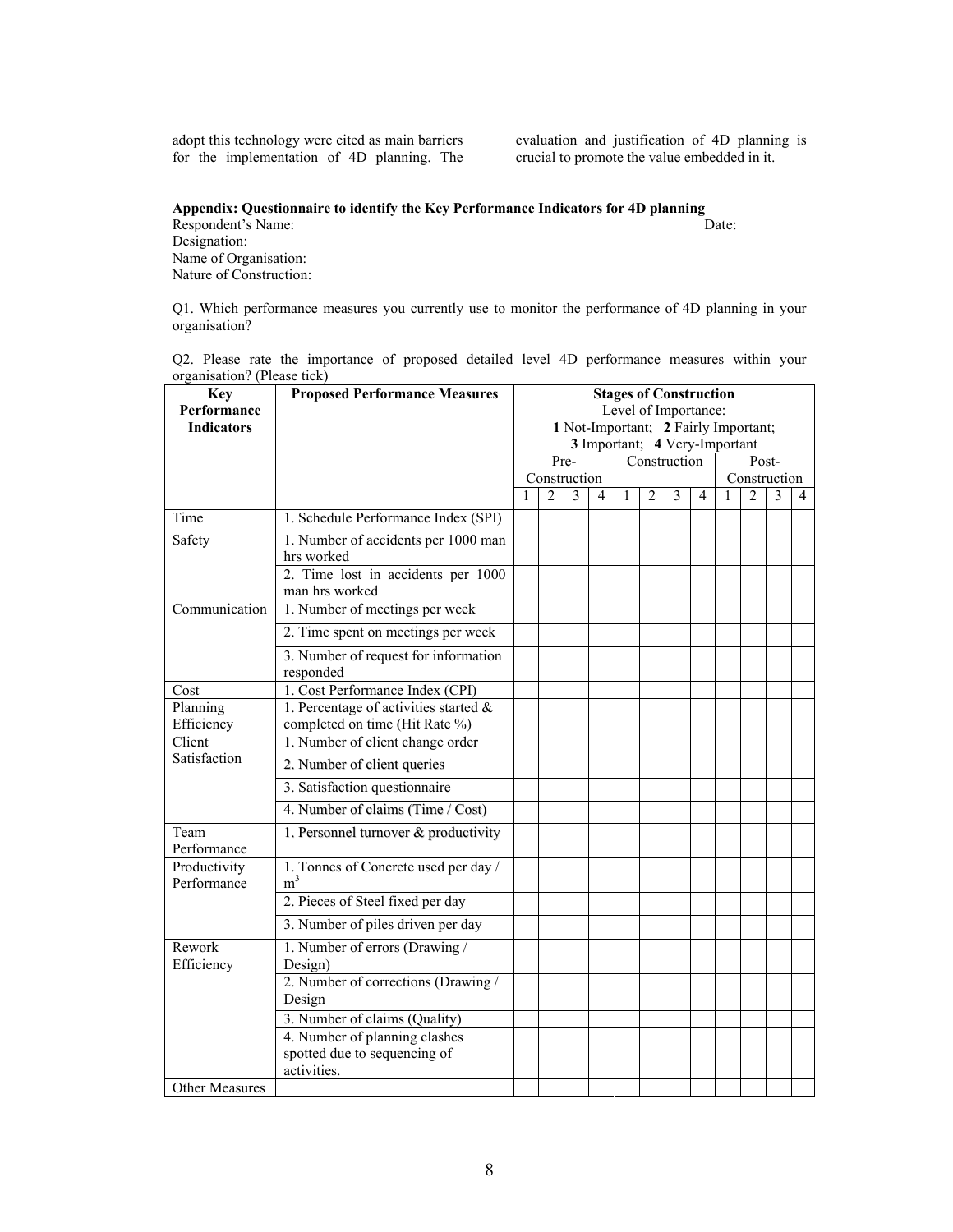adopt this technology were cited as main barriers for the implementation of 4D planning. The evaluation and justification of 4D planning is crucial to promote the value embedded in it.

**Appendix: Questionnaire to identify the Key Performance Indicators for 4D planning**

Respondent's Name: Date:

Designation:

Name of Organisation:

Nature of Construction:

Q1. Which performance measures you currently use to monitor the performance of 4D planning in your organisation?

Q2. Please rate the importance of proposed detailed level 4D performance measures within your organisation? (Please tick)

| Key Performance Indicators | Proposed Performance Measures | Stages of Construction<br>Level of Importance:<br>**1** Not-Important; **2** Fairly Important;<br>**3** Important; **4** Very-Important | | | | | | | | | | | |
|---|---|---|---|---|---|---|---|---|---|---|---|---|---|
| | | Pre-Construction | | | | Construction | | | | Post-Construction | | | |
| | | 1 | 2 | 3 | 4 | 1 | 2 | 3 | 4 | 1 | 2 | 3 | 4 |
| Time | 1. Schedule Performance Index (SPI) | | | | | | | | | | | | |
| Safety | 1. Number of accidents per 1000 man hrs worked | | | | | | | | | | | | |
| | 2. Time lost in accidents per 1000 man hrs worked | | | | | | | | | | | | |
| Communication | 1. Number of meetings per week | | | | | | | | | | | | |
| | 2. Time spent on meetings per week | | | | | | | | | | | | |
| | 3. Number of request for information responded | | | | | | | | | | | | |
| Cost | 1. Cost Performance Index (CPI) | | | | | | | | | | | | |
| Planning Efficiency | 1. Percentage of activities started & completed on time (Hit Rate %) | | | | | | | | | | | | |
| Client Satisfaction | 1. Number of client change order | | | | | | | | | | | | |
| | 2. Number of client queries | | | | | | | | | | | | |
| | 3. Satisfaction questionnaire | | | | | | | | | | | | |
| | 4. Number of claims (Time / Cost) | | | | | | | | | | | | |
| Team Performance | 1. Personnel turnover & productivity | | | | | | | | | | | | |
| Productivity Performance | 1. Tonnes of Concrete used per day / $m^3$ | | | | | | | | | | | | |
| | 2. Pieces of Steel fixed per day | | | | | | | | | | | | |
| | 3. Number of piles driven per day | | | | | | | | | | | | |
| Rework Efficiency | 1. Number of errors (Drawing / Design) | | | | | | | | | | | | |
| | 2. Number of corrections (Drawing / Design | | | | | | | | | | | | |
| | 3. Number of claims (Quality) | | | | | | | | | | | | |
| | 4. Number of planning clashes spotted due to sequencing of activities. | | | | | | | | | | | | |
| Other Measures | | | | | | | | | | | | | |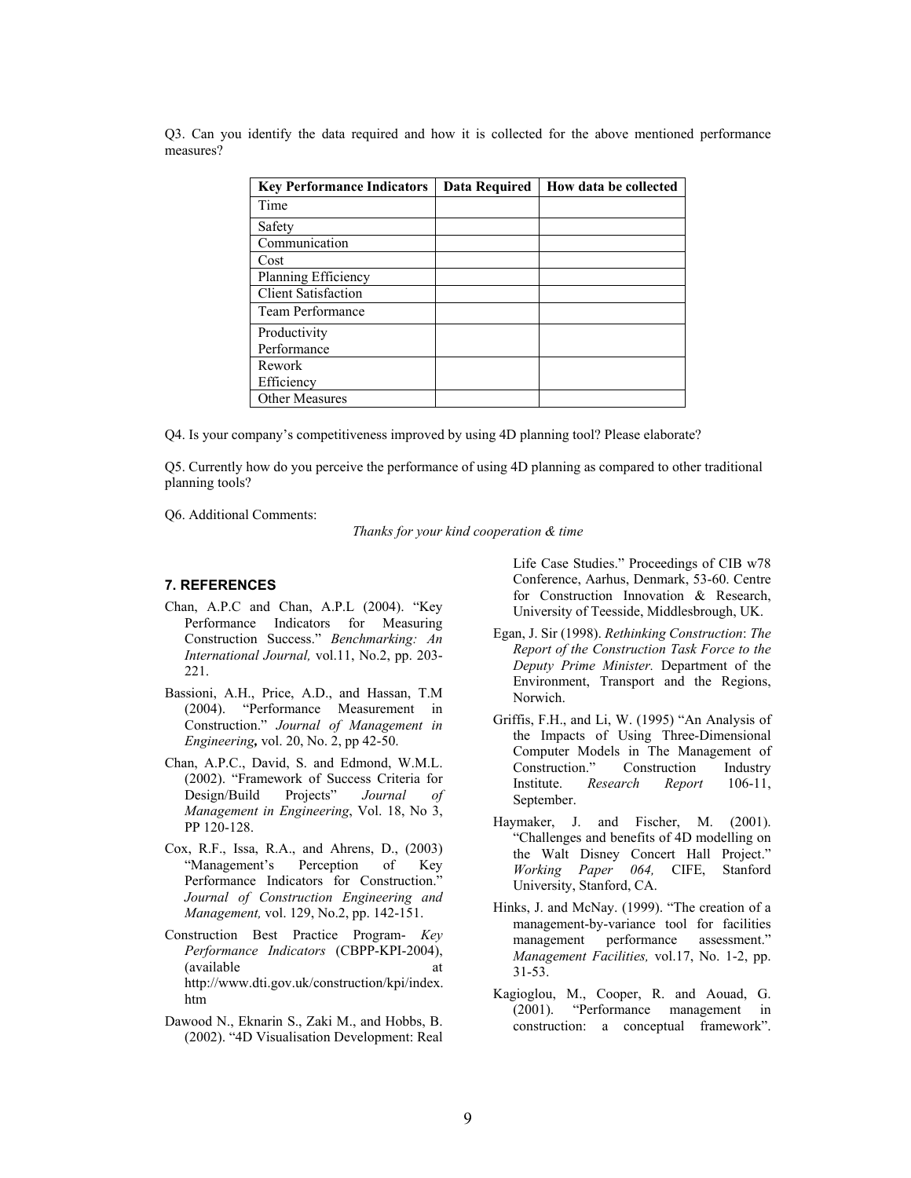Q3. Can you identify the data required and how it is collected for the above mentioned performance measures?

| Key Performance Indicators | Data Required | How data be collected |
|---|---|---|
| Time | | |
| Safety | | |
| Communication | | |
| Cost | | |
| Planning Efficiency | | |
| Client Satisfaction | | |
| Team Performance | | |
| Productivity Performance | | |
| Rework Efficiency | | |
| Other Measures | | |

Q4. Is your company's competitiveness improved by using 4D planning tool? Please elaborate?

Q5. Currently how do you perceive the performance of using 4D planning as compared to other traditional planning tools?

Q6. Additional Comments:

*Thanks for your kind cooperation & time*

## 7. REFERENCES

Chan, A.P.C and Chan, A.P.L (2004). "Key Performance Indicators for Measuring Construction Success." *Benchmarking: An International Journal,* vol.11, No.2, pp. 203-221.

Bassioni, A.H., Price, A.D., and Hassan, T.M (2004). "Performance Measurement in Construction." *Journal of Management in Engineering,* vol. 20, No. 2, pp 42-50.

Chan, A.P.C., David, S. and Edmond, W.M.L. (2002). "Framework of Success Criteria for Design/Build Projects" *Journal of Management in Engineering*, Vol. 18, No 3, PP 120-128.

Cox, R.F., Issa, R.A., and Ahrens, D., (2003) "Management's Perception of Key Performance Indicators for Construction." *Journal of Construction Engineering and Management,* vol. 129, No.2, pp. 142-151.

Construction Best Practice Program- *Key Performance Indicators* (CBPP-KPI-2004), (available at http://www.dti.gov.uk/construction/kpi/index.htm

Dawood N., Eknarin S., Zaki M., and Hobbs, B. (2002). "4D Visualisation Development: Real Life Case Studies." Proceedings of CIB w78 Conference, Aarhus, Denmark, 53-60. Centre for Construction Innovation & Research, University of Teesside, Middlesbrough, UK.

Egan, J. Sir (1998). *Rethinking Construction*: *The Report of the Construction Task Force to the Deputy Prime Minister.* Department of the Environment, Transport and the Regions, Norwich.

Griffis, F.H., and Li, W. (1995) "An Analysis of the Impacts of Using Three-Dimensional Computer Models in The Management of Construction." Construction Industry Institute. *Research Report* 106-11, September.

Haymaker, J. and Fischer, M. (2001). "Challenges and benefits of 4D modelling on the Walt Disney Concert Hall Project." *Working Paper 064,* CIFE, Stanford University, Stanford, CA.

Hinks, J. and McNay. (1999). "The creation of a management-by-variance tool for facilities management performance assessment." *Management Facilities,* vol.17, No. 1-2, pp. 31-53.

Kagioglou, M., Cooper, R. and Aouad, G. (2001). "Performance management in construction: a conceptual framework".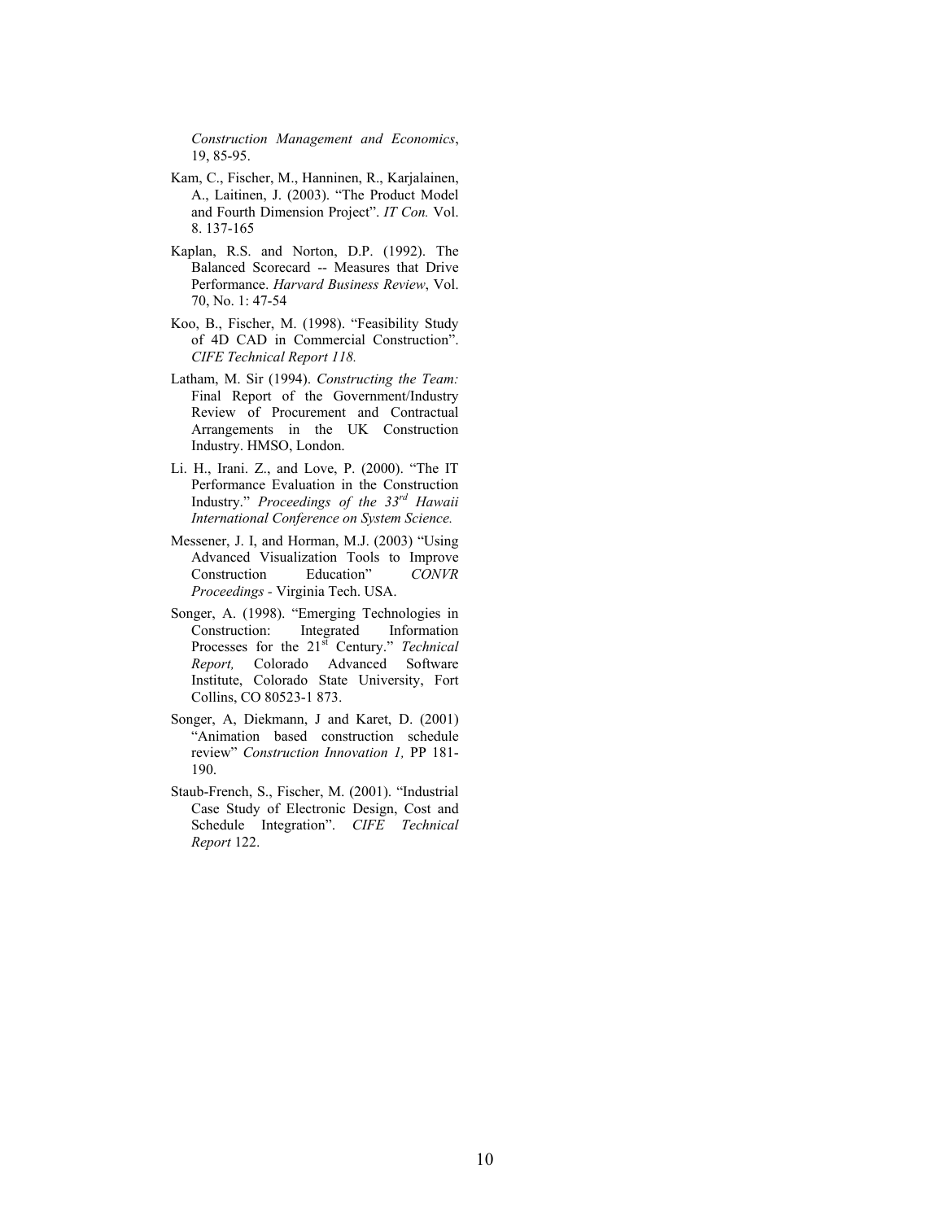*Construction Management and Economics*, 19, 85-95.

Kam, C., Fischer, M., Hanninen, R., Karjalainen, A., Laitinen, J. (2003). "The Product Model and Fourth Dimension Project". *IT Con.* Vol. 8. 137-165

Kaplan, R.S. and Norton, D.P. (1992). The Balanced Scorecard -- Measures that Drive Performance. *Harvard Business Review*, Vol. 70, No. 1: 47-54

Koo, B., Fischer, M. (1998). "Feasibility Study of 4D CAD in Commercial Construction". *CIFE Technical Report 118.*

Latham, M. Sir (1994). *Constructing the Team:* Final Report of the Government/Industry Review of Procurement and Contractual Arrangements in the UK Construction Industry. HMSO, London.

Li. H., Irani. Z., and Love, P. (2000). "The IT Performance Evaluation in the Construction Industry." *Proceedings of the 33rd Hawaii International Conference on System Science.*

Messener, J. I, and Horman, M.J. (2003) "Using Advanced Visualization Tools to Improve Construction Education" *CONVR Proceedings* - Virginia Tech. USA.

Songer, A. (1998). "Emerging Technologies in Construction: Integrated Information Processes for the 21st Century." *Technical Report,* Colorado Advanced Software Institute, Colorado State University, Fort Collins, CO 80523-1 873.

Songer, A, Diekmann, J and Karet, D. (2001) "Animation based construction schedule review" *Construction Innovation 1,* PP 181-190.

Staub-French, S., Fischer, M. (2001). "Industrial Case Study of Electronic Design, Cost and Schedule Integration". *CIFE Technical Report* 122.